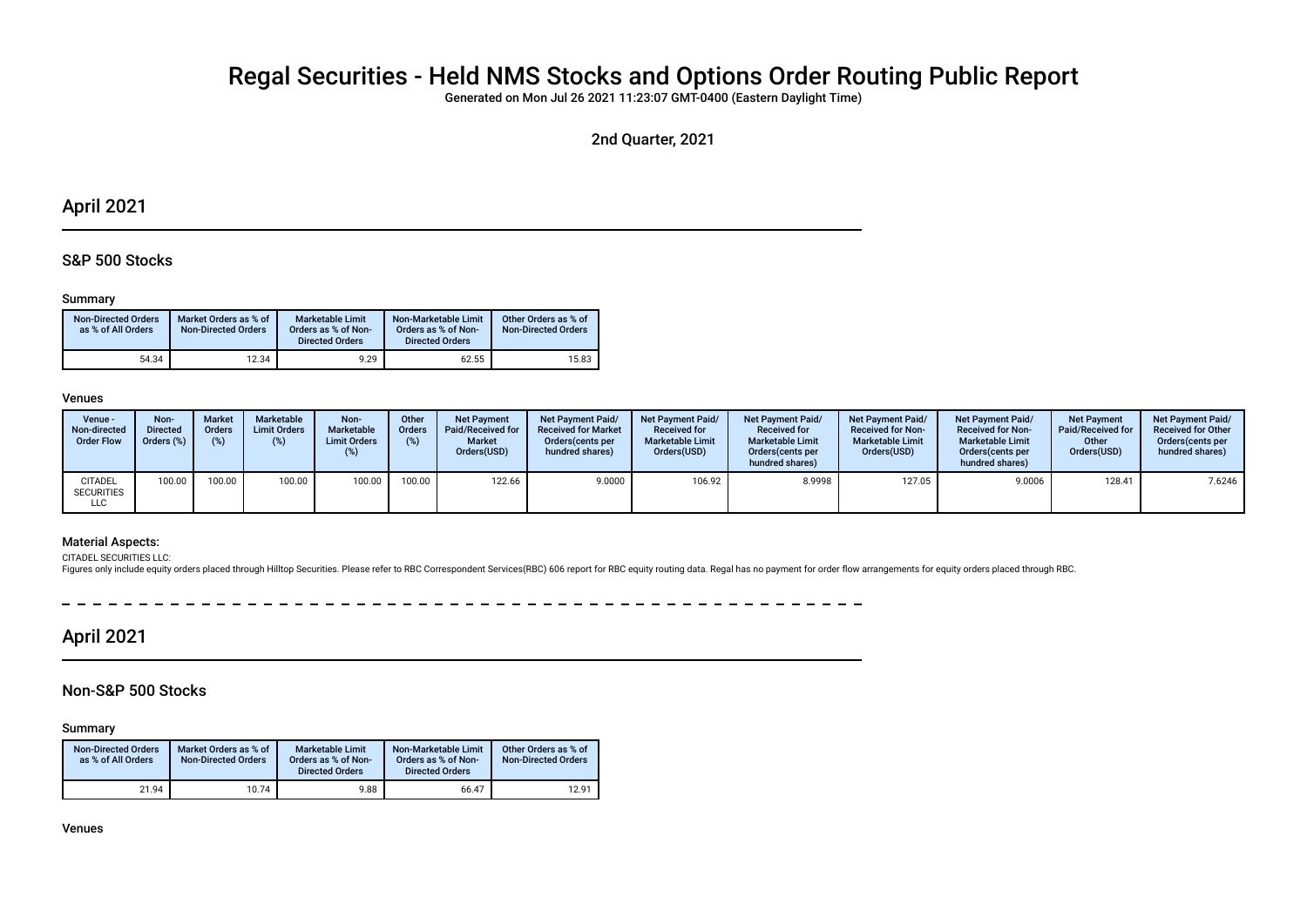# Regal Securities - Held NMS Stocks and Options Order Routing Public Report

Generated on Mon Jul 26 2021 11:23:07 GMT-0400 (Eastern Daylight Time)

2nd Quarter, 2021

## April 2021

### S&P 500 Stocks

#### Summary

| Non-Directed Orders as % of All Orders | Market Orders as % of Non-Directed Orders | Marketable Limit Orders as % of Non-Directed Orders | Non-Marketable Limit Orders as % of Non-Directed Orders | Other Orders as % of Non-Directed Orders |
|---|---|---|---|---|
| 54.34 | 12.34 | 9.29 | 62.55 | 15.83 |

#### Venues

| Venue - Non-directed Order Flow | Non-Directed Orders (%) | Market Orders (%) | Marketable Limit Orders (%) | Non-Marketable Limit Orders (%) | Other Orders (%) | Net Payment Paid/Received for Market Orders(USD) | Net Payment Paid/Received for Market Orders(cents per hundred shares) | Net Payment Paid/Received for Marketable Limit Orders(USD) | Net Payment Paid/Received for Marketable Limit Orders(cents per hundred shares) | Net Payment Paid/Received for Non-Marketable Limit Orders(USD) | Net Payment Paid/Received for Non-Marketable Limit Orders(cents per hundred shares) | Net Payment Paid/Received for Other Orders(USD) | Net Payment Paid/Received for Other Orders(cents per hundred shares) |
|---|---|---|---|---|---|---|---|---|---|---|---|---|---|
| CITADEL SECURITIES LLC | 100.00 | 100.00 | 100.00 | 100.00 | 100.00 | 122.66 | 9.0000 | 106.92 | 8.9998 | 127.05 | 9.0006 | 128.41 | 7.6246 |

#### Material Aspects:

CITADEL SECURITIES LLC:

Figures only include equity orders placed through Hilltop Securities. Please refer to RBC Correspondent Services(RBC) 606 report for RBC equity routing data. Regal has no payment for order flow arrangements for equity orders placed through RBC.

## April 2021

### Non-S&P 500 Stocks

#### Summary

| Non-Directed Orders as % of All Orders | Market Orders as % of Non-Directed Orders | Marketable Limit Orders as % of Non-Directed Orders | Non-Marketable Limit Orders as % of Non-Directed Orders | Other Orders as % of Non-Directed Orders |
|---|---|---|---|---|
| 21.94 | 10.74 | 9.88 | 66.47 | 12.91 |

#### Venues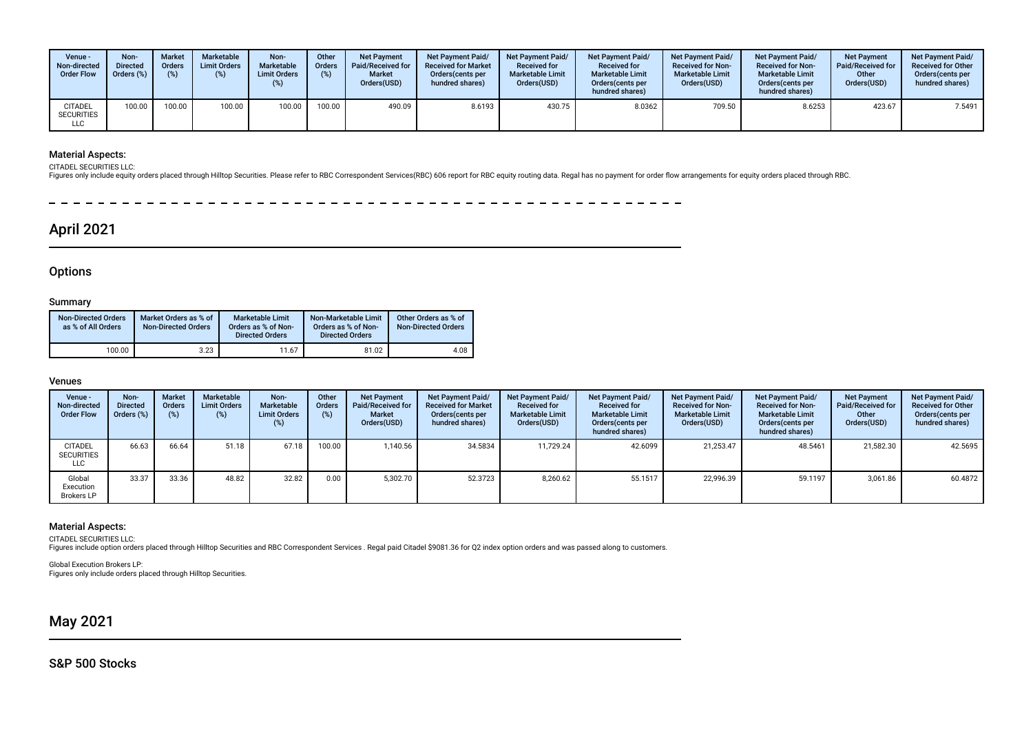| Venue - Non-directed Order Flow | Non-Directed Orders (%) | Market Orders (%) | Marketable Limit Orders (%) | Non-Marketable Limit Orders (%) | Other Orders (%) | Net Payment Paid/Received for Market Orders(USD) | Net Payment Paid/ Received for Market Orders(cents per hundred shares) | Net Payment Paid/ Received for Marketable Limit Orders(USD) | Net Payment Paid/ Received for Marketable Limit Orders(cents per hundred shares) | Net Payment Paid/ Received for Non-Marketable Limit Orders(USD) | Net Payment Paid/ Received for Non-Marketable Limit Orders(cents per hundred shares) | Net Payment Paid/Received for Other Orders(USD) | Net Payment Paid/ Received for Other Orders(cents per hundred shares) |
|---|---|---|---|---|---|---|---|---|---|---|---|---|---|
| CITADEL SECURITIES LLC | 100.00 | 100.00 | 100.00 | 100.00 | 100.00 | 490.09 | 8.6193 | 430.75 | 8.0362 | 709.50 | 8.6253 | 423.67 | 7.5491 |

### Material Aspects:

CITADEL SECURITIES LLC:
Figures only include equity orders placed through Hilltop Securities. Please refer to RBC Correspondent Services(RBC) 606 report for RBC equity routing data. Regal has no payment for order flow arrangements for equity orders placed through RBC.

# April 2021

## Options

### Summary

| Non-Directed Orders as % of All Orders | Market Orders as % of Non-Directed Orders | Marketable Limit Orders as % of Non-Directed Orders | Non-Marketable Limit Orders as % of Non-Directed Orders | Other Orders as % of Non-Directed Orders |
|---|---|---|---|---|
| 100.00 | 3.23 | 11.67 | 81.02 | 4.08 |

### Venues

| Venue - Non-directed Order Flow | Non-Directed Orders (%) | Market Orders (%) | Marketable Limit Orders (%) | Non-Marketable Limit Orders (%) | Other Orders (%) | Net Payment Paid/Received for Market Orders(USD) | Net Payment Paid/ Received for Market Orders(cents per hundred shares) | Net Payment Paid/ Received for Marketable Limit Orders(USD) | Net Payment Paid/ Received for Marketable Limit Orders(cents per hundred shares) | Net Payment Paid/ Received for Non-Marketable Limit Orders(USD) | Net Payment Paid/ Received for Non-Marketable Limit Orders(cents per hundred shares) | Net Payment Paid/Received for Other Orders(USD) | Net Payment Paid/ Received for Other Orders(cents per hundred shares) |
|---|---|---|---|---|---|---|---|---|---|---|---|---|---|
| CITADEL SECURITIES LLC | 66.63 | 66.64 | 51.18 | 67.18 | 100.00 | 1,140.56 | 34.5834 | 11,729.24 | 42.6099 | 21,253.47 | 48.5461 | 21,582.30 | 42.5695 |
| Global Execution Brokers LP | 33.37 | 33.36 | 48.82 | 32.82 | 0.00 | 5,302.70 | 52.3723 | 8,260.62 | 55.1517 | 22,996.39 | 59.1197 | 3,061.86 | 60.4872 |

### Material Aspects:

CITADEL SECURITIES LLC:
Figures include option orders placed through Hilltop Securities and RBC Correspondent Services . Regal paid Citadel $9081.36 for Q2 index option orders and was passed along to customers.

Global Execution Brokers LP:
Figures only include orders placed through Hilltop Securities.

# May 2021

## S&P 500 Stocks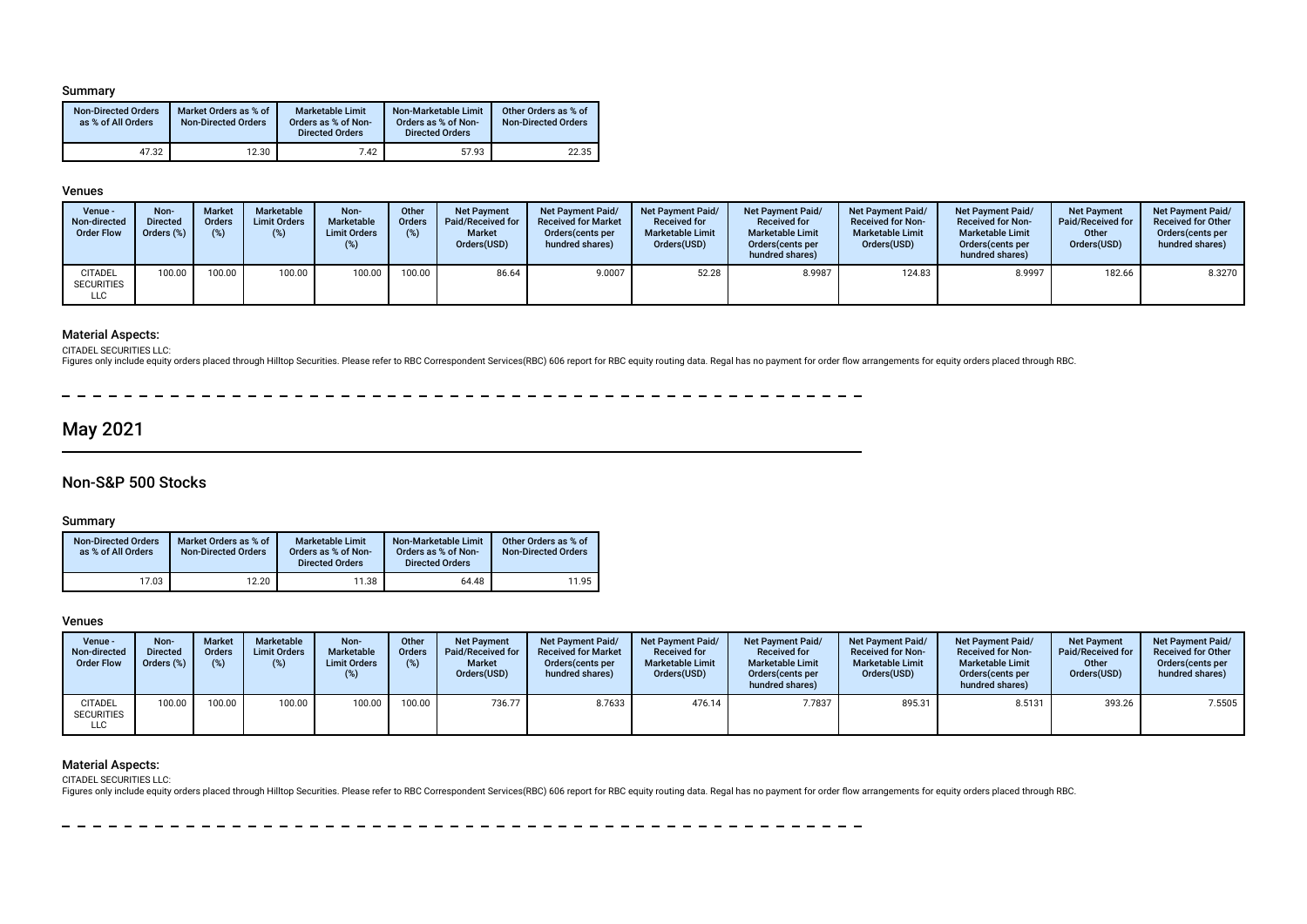### Summary

| Non-Directed Orders as % of All Orders | Market Orders as % of Non-Directed Orders | Marketable Limit Orders as % of Non-Directed Orders | Non-Marketable Limit Orders as % of Non-Directed Orders | Other Orders as % of Non-Directed Orders |
|---|---|---|---|---|
| 47.32 | 12.30 | 7.42 | 57.93 | 22.35 |

### Venues

| Venue - Non-directed Order Flow | Non-Directed Orders (%) | Market Orders (%) | Marketable Limit Orders (%) | Non-Marketable Limit Orders (%) | Other Orders (%) | Net Payment Paid/Received for Market Orders(USD) | Net Payment Paid/ Received for Market Orders(cents per hundred shares) | Net Payment Paid/ Received for Marketable Limit Orders(USD) | Net Payment Paid/ Received for Marketable Limit Orders(cents per hundred shares) | Net Payment Paid/ Received for Non-Marketable Limit Orders(USD) | Net Payment Paid/ Received for Non-Marketable Limit Orders(cents per hundred shares) | Net Payment Paid/Received for Other Orders(USD) | Net Payment Paid/ Received for Other Orders(cents per hundred shares) |
|---|---|---|---|---|---|---|---|---|---|---|---|---|---|
| CITADEL SECURITIES LLC | 100.00 | 100.00 | 100.00 | 100.00 | 100.00 | 86.64 | 9.0007 | 52.28 | 8.9987 | 124.83 | 8.9997 | 182.66 | 8.3270 |

### Material Aspects:

CITADEL SECURITIES LLC:

Figures only include equity orders placed through Hilltop Securities. Please refer to RBC Correspondent Services(RBC) 606 report for RBC equity routing data. Regal has no payment for order flow arrangements for equity orders placed through RBC.

# May 2021

## Non-S&P 500 Stocks

### Summary

| Non-Directed Orders as % of All Orders | Market Orders as % of Non-Directed Orders | Marketable Limit Orders as % of Non-Directed Orders | Non-Marketable Limit Orders as % of Non-Directed Orders | Other Orders as % of Non-Directed Orders |
|---|---|---|---|---|
| 17.03 | 12.20 | 11.38 | 64.48 | 11.95 |

### Venues

| Venue - Non-directed Order Flow | Non-Directed Orders (%) | Market Orders (%) | Marketable Limit Orders (%) | Non-Marketable Limit Orders (%) | Other Orders (%) | Net Payment Paid/Received for Market Orders(USD) | Net Payment Paid/ Received for Market Orders(cents per hundred shares) | Net Payment Paid/ Received for Marketable Limit Orders(USD) | Net Payment Paid/ Received for Marketable Limit Orders(cents per hundred shares) | Net Payment Paid/ Received for Non-Marketable Limit Orders(USD) | Net Payment Paid/ Received for Non-Marketable Limit Orders(cents per hundred shares) | Net Payment Paid/Received for Other Orders(USD) | Net Payment Paid/ Received for Other Orders(cents per hundred shares) |
|---|---|---|---|---|---|---|---|---|---|---|---|---|---|
| CITADEL SECURITIES LLC | 100.00 | 100.00 | 100.00 | 100.00 | 100.00 | 736.77 | 8.7633 | 476.14 | 7.7837 | 895.31 | 8.5131 | 393.26 | 7.5505 |

### Material Aspects:

CITADEL SECURITIES LLC:

Figures only include equity orders placed through Hilltop Securities. Please refer to RBC Correspondent Services(RBC) 606 report for RBC equity routing data. Regal has no payment for order flow arrangements for equity orders placed through RBC.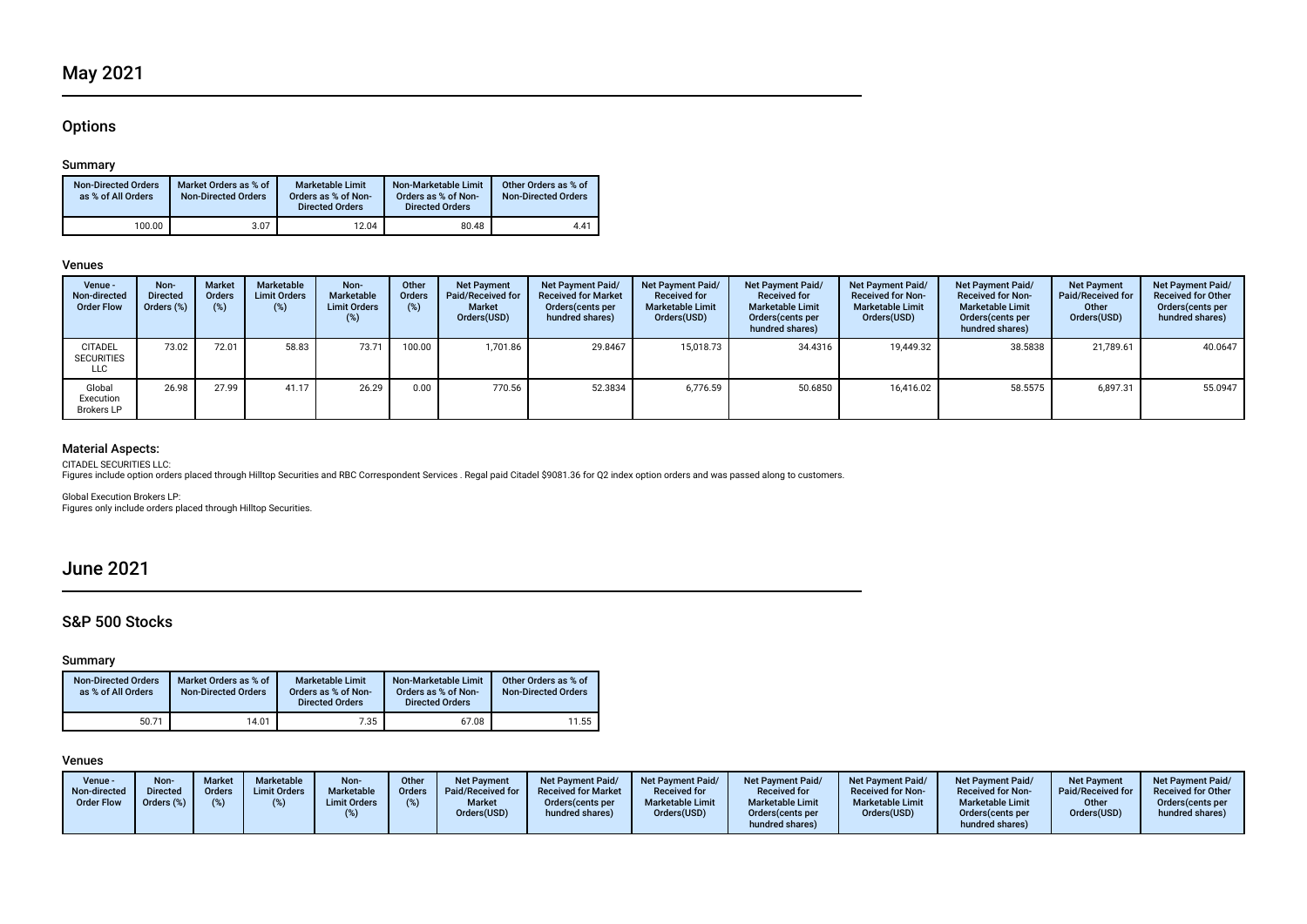## May 2021

### Options

#### Summary

| Non-Directed Orders as % of All Orders | Market Orders as % of Non-Directed Orders | Marketable Limit Orders as % of Non-Directed Orders | Non-Marketable Limit Orders as % of Non-Directed Orders | Other Orders as % of Non-Directed Orders |
|---|---|---|---|---|
| 100.00 | 3.07 | 12.04 | 80.48 | 4.41 |

#### Venues

| Venue - Non-directed Order Flow | Non-Directed Orders (%) | Market Orders (%) | Marketable Limit Orders (%) | Non-Marketable Limit Orders (%) | Other Orders (%) | Net Payment Paid/Received for Market Orders(USD) | Net Payment Paid/ Received for Market Orders(cents per hundred shares) | Net Payment Paid/ Received for Marketable Limit Orders(USD) | Net Payment Paid/ Received for Marketable Limit Orders(cents per hundred shares) | Net Payment Paid/ Received for Non-Marketable Limit Orders(USD) | Net Payment Paid/ Received for Non-Marketable Limit Orders(cents per hundred shares) | Net Payment Paid/Received for Other Orders(USD) | Net Payment Paid/ Received for Other Orders(cents per hundred shares) |
|---|---|---|---|---|---|---|---|---|---|---|---|---|---|
| CITADEL SECURITIES LLC | 73.02 | 72.01 | 58.83 | 73.71 | 100.00 | 1,701.86 | 29.8467 | 15,018.73 | 34.4316 | 19,449.32 | 38.5838 | 21,789.61 | 40.0647 |
| Global Execution Brokers LP | 26.98 | 27.99 | 41.17 | 26.29 | 0.00 | 770.56 | 52.3834 | 6,776.59 | 50.6850 | 16,416.02 | 58.5575 | 6,897.31 | 55.0947 |

#### Material Aspects:

CITADEL SECURITIES LLC:
Figures include option orders placed through Hilltop Securities and RBC Correspondent Services . Regal paid Citadel $9081.36 for Q2 index option orders and was passed along to customers.

Global Execution Brokers LP:
Figures only include orders placed through Hilltop Securities.

## June 2021

### S&P 500 Stocks

#### Summary

| Non-Directed Orders as % of All Orders | Market Orders as % of Non-Directed Orders | Marketable Limit Orders as % of Non-Directed Orders | Non-Marketable Limit Orders as % of Non-Directed Orders | Other Orders as % of Non-Directed Orders |
|---|---|---|---|---|
| 50.71 | 14.01 | 7.35 | 67.08 | 11.55 |

#### Venues

| Venue - Non-directed Order Flow | Non-Directed Orders (%) | Market Orders (%) | Marketable Limit Orders (%) | Non-Marketable Limit Orders (%) | Other Orders (%) | Net Payment Paid/Received for Market Orders(USD) | Net Payment Paid/ Received for Market Orders(cents per hundred shares) | Net Payment Paid/ Received for Marketable Limit Orders(USD) | Net Payment Paid/ Received for Marketable Limit Orders(cents per hundred shares) | Net Payment Paid/ Received for Non-Marketable Limit Orders(USD) | Net Payment Paid/ Received for Non-Marketable Limit Orders(cents per hundred shares) | Net Payment Paid/Received for Other Orders(USD) | Net Payment Paid/ Received for Other Orders(cents per hundred shares) |
|---|---|---|---|---|---|---|---|---|---|---|---|---|---|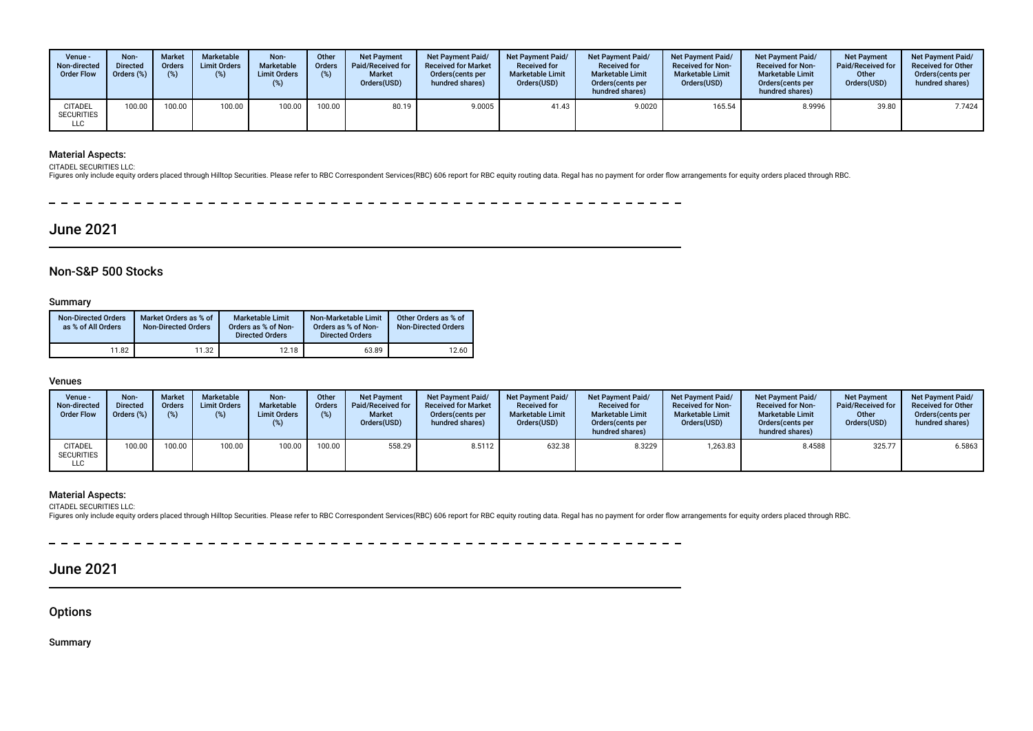| Venue - Non-directed Order Flow | Non-Directed Orders (%) | Market Orders (%) | Marketable Limit Orders (%) | Non-Marketable Limit Orders (%) | Other Orders (%) | Net Payment Paid/Received for Market Orders(USD) | Net Payment Paid/ Received for Market Orders(cents per hundred shares) | Net Payment Paid/ Received for Marketable Limit Orders(USD) | Net Payment Paid/ Received for Marketable Limit Orders(cents per hundred shares) | Net Payment Paid/ Received for Non-Marketable Limit Orders(USD) | Net Payment Paid/ Received for Non-Marketable Limit Orders(cents per hundred shares) | Net Payment Paid/Received for Other Orders(USD) | Net Payment Paid/ Received for Other Orders(cents per hundred shares) |
|---|---|---|---|---|---|---|---|---|---|---|---|---|---|
| CITADEL SECURITIES LLC | 100.00 | 100.00 | 100.00 | 100.00 | 100.00 | 80.19 | 9.0005 | 41.43 | 9.0020 | 165.54 | 8.9996 | 39.80 | 7.7424 |

### Material Aspects:

CITADEL SECURITIES LLC:
Figures only include equity orders placed through Hilltop Securities. Please refer to RBC Correspondent Services(RBC) 606 report for RBC equity routing data. Regal has no payment for order flow arrangements for equity orders placed through RBC.

# June 2021

## Non-S&P 500 Stocks

### Summary

| Non-Directed Orders as % of All Orders | Market Orders as % of Non-Directed Orders | Marketable Limit Orders as % of Non-Directed Orders | Non-Marketable Limit Orders as % of Non-Directed Orders | Other Orders as % of Non-Directed Orders |
|---|---|---|---|---|
| 11.82 | 11.32 | 12.18 | 63.89 | 12.60 |

### Venues

| Venue - Non-directed Order Flow | Non-Directed Orders (%) | Market Orders (%) | Marketable Limit Orders (%) | Non-Marketable Limit Orders (%) | Other Orders (%) | Net Payment Paid/Received for Market Orders(USD) | Net Payment Paid/ Received for Market Orders(cents per hundred shares) | Net Payment Paid/ Received for Marketable Limit Orders(USD) | Net Payment Paid/ Received for Marketable Limit Orders(cents per hundred shares) | Net Payment Paid/ Received for Non-Marketable Limit Orders(USD) | Net Payment Paid/ Received for Non-Marketable Limit Orders(cents per hundred shares) | Net Payment Paid/Received for Other Orders(USD) | Net Payment Paid/ Received for Other Orders(cents per hundred shares) |
|---|---|---|---|---|---|---|---|---|---|---|---|---|---|
| CITADEL SECURITIES LLC | 100.00 | 100.00 | 100.00 | 100.00 | 100.00 | 558.29 | 8.5112 | 632.38 | 8.3229 | 1,263.83 | 8.4588 | 325.77 | 6.5863 |

### Material Aspects:

CITADEL SECURITIES LLC:
Figures only include equity orders placed through Hilltop Securities. Please refer to RBC Correspondent Services(RBC) 606 report for RBC equity routing data. Regal has no payment for order flow arrangements for equity orders placed through RBC.

# June 2021

## Options

### Summary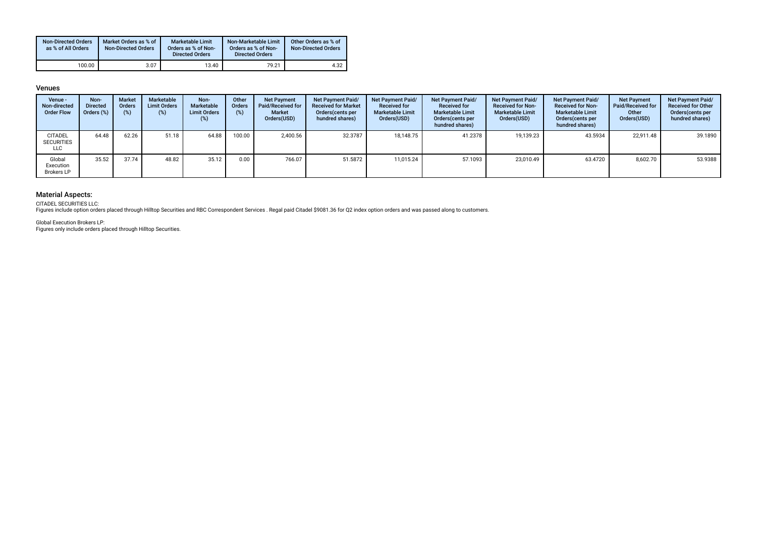| Non-Directed Orders as % of All Orders | Market Orders as % of Non-Directed Orders | Marketable Limit Orders as % of Non-Directed Orders | Non-Marketable Limit Orders as % of Non-Directed Orders | Other Orders as % of Non-Directed Orders |
|---|---|---|---|---|
| 100.00 | 3.07 | 13.40 | 79.21 | 4.32 |

### Venues

| Venue - Non-directed Order Flow | Non-Directed Orders (%) | Market Orders (%) | Marketable Limit Orders (%) | Non-Marketable Limit Orders (%) | Other Orders (%) | Net Payment Paid/Received for Market Orders(USD) | Net Payment Paid/ Received for Market Orders(cents per hundred shares) | Net Payment Paid/ Received for Marketable Limit Orders(USD) | Net Payment Paid/ Received for Marketable Limit Orders(cents per hundred shares) | Net Payment Paid/ Received for Non-Marketable Limit Orders(USD) | Net Payment Paid/ Received for Non-Marketable Limit Orders(cents per hundred shares) | Net Payment Paid/Received for Other Orders(USD) | Net Payment Paid/ Received for Other Orders(cents per hundred shares) |
|---|---|---|---|---|---|---|---|---|---|---|---|---|---|
| CITADEL SECURITIES LLC | 64.48 | 62.26 | 51.18 | 64.88 | 100.00 | 2,400.56 | 32.3787 | 18,148.75 | 41.2378 | 19,139.23 | 43.5934 | 22,911.48 | 39.1890 |
| Global Execution Brokers LP | 35.52 | 37.74 | 48.82 | 35.12 | 0.00 | 766.07 | 51.5872 | 11,015.24 | 57.1093 | 23,010.49 | 63.4720 | 8,602.70 | 53.9388 |

### Material Aspects:

CITADEL SECURITIES LLC:
Figures include option orders placed through Hilltop Securities and RBC Correspondent Services . Regal paid Citadel $9081.36 for Q2 index option orders and was passed along to customers.

Global Execution Brokers LP:
Figures only include orders placed through Hilltop Securities.